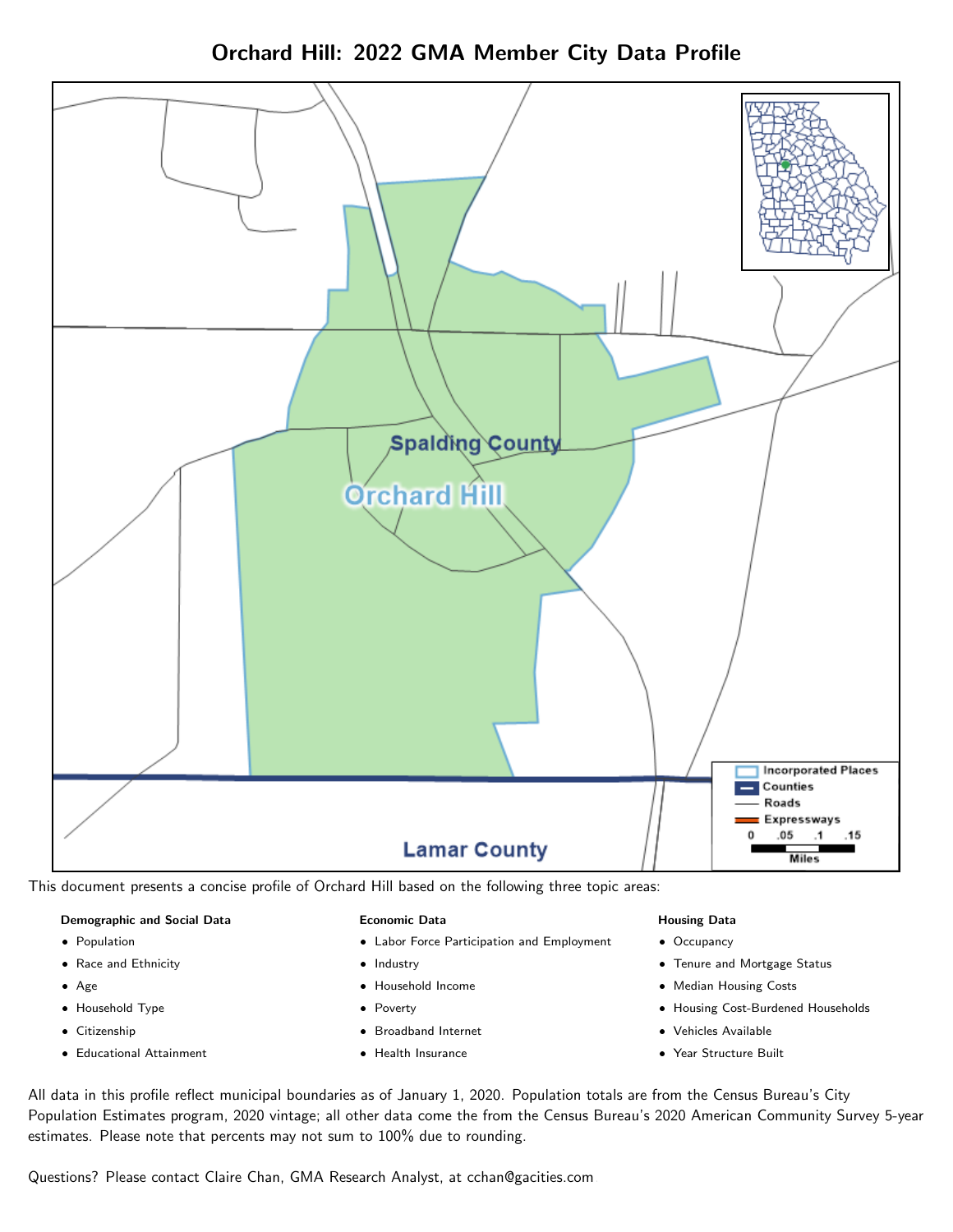# Orchard Hill: 2022 GMA Member City Data Profile

This document presents a concise profile of Orchard Hill based on the following three topic areas:

**Demographic and Social Data**

- Population
- Race and Ethnicity
- Age
- Household Type
- Citizenship
- Educational Attainment

**Economic Data**

- Labor Force Participation and Employment
- Industry
- Household Income
- Poverty
- Broadband Internet
- Health Insurance

**Housing Data**

- Occupancy
- Tenure and Mortgage Status
- Median Housing Costs
- Housing Cost-Burdened Households
- Vehicles Available
- Year Structure Built

All data in this profile reflect municipal boundaries as of January 1, 2020. Population totals are from the Census Bureau's City Population Estimates program, 2020 vintage; all other data come the from the Census Bureau's 2020 American Community Survey 5-year estimates. Please note that percents may not sum to 100% due to rounding.

Questions? Please contact Claire Chan, GMA Research Analyst, at cchan@gacities.com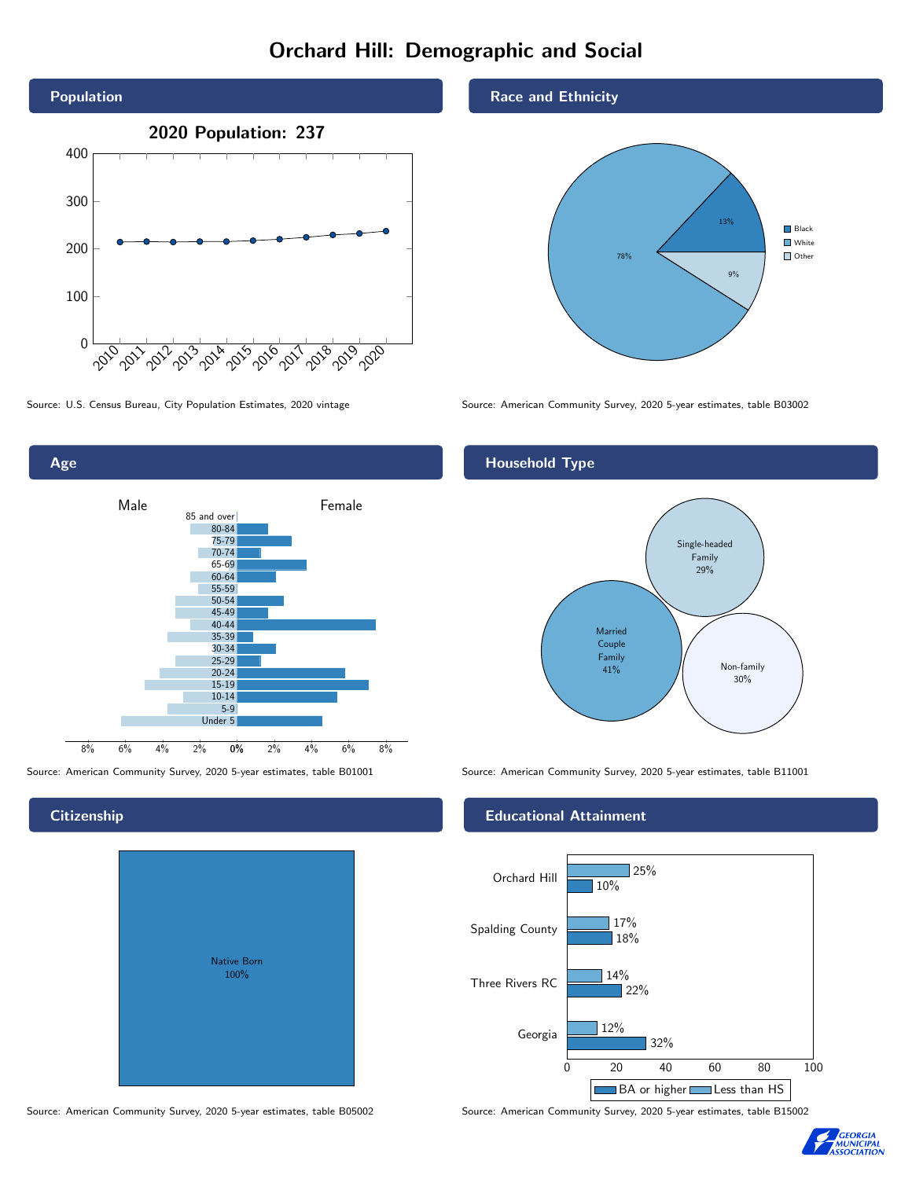# Orchard Hill: Demographic and Social

## Population

2020 Population: 237

Source: U.S. Census Bureau, City Population Estimates, 2020 vintage

## Race and Ethnicity

| Race | Percent |
|---|---|
| Black | 13% |
| White | 78% |
| Other | 9% |

Source: American Community Survey, 2020 5-year estimates, table B03002

## Age

Source: American Community Survey, 2020 5-year estimates, table B01001

## Household Type

| Household Type | Percent |
|---|---|
| Married Couple Family | 41% |
| Single-headed Family | 29% |
| Non-family | 30% |

Source: American Community Survey, 2020 5-year estimates, table B11001

## Citizenship

Native Born 100%

Source: American Community Survey, 2020 5-year estimates, table B05002

## Educational Attainment

| | Less than HS | BA or higher |
|---|---|---|
| Orchard Hill | 25% | 10% |
| Spalding County | 17% | 18% |
| Three Rivers RC | 14% | 22% |
| Georgia | 12% | 32% |

Source: American Community Survey, 2020 5-year estimates, table B15002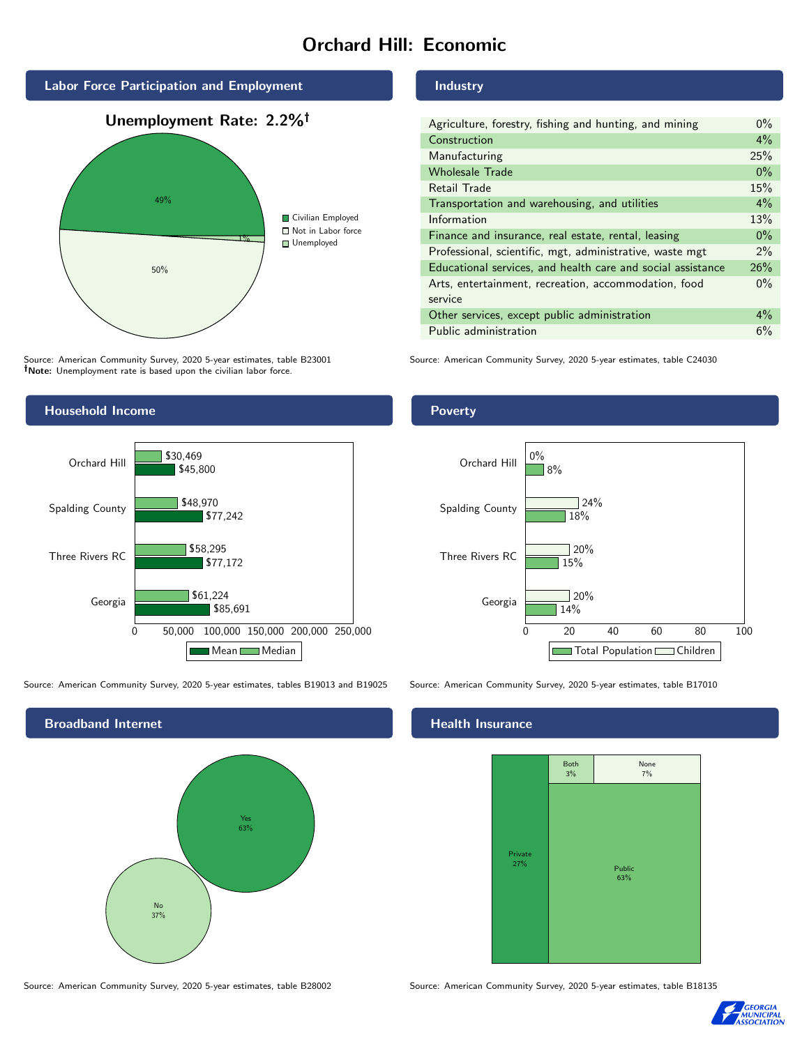# Orchard Hill: Economic

## Labor Force Participation and Employment

**Unemployment Rate: 2.2%†**

| Category | Percent |
|---|---|
| Civilian Employed | 49% |
| Not in Labor force | 50% |
| Unemployed | 1% |

Source: American Community Survey, 2020 5-year estimates, table B23001
**†Note:** Unemployment rate is based upon the civilian labor force.

## Industry

| Industry | Percent |
|---|---|
| Agriculture, forestry, fishing and hunting, and mining | 0% |
| Construction | 4% |
| Manufacturing | 25% |
| Wholesale Trade | 0% |
| Retail Trade | 15% |
| Transportation and warehousing, and utilities | 4% |
| Information | 13% |
| Finance and insurance, real estate, rental, leasing | 0% |
| Professional, scientific, mgt, administrative, waste mgt | 2% |
| Educational services, and health care and social assistance | 26% |
| Arts, entertainment, recreation, accommodation, food service | 0% |
| Other services, except public administration | 4% |
| Public administration | 6% |

Source: American Community Survey, 2020 5-year estimates, table C24030

## Household Income

| | Median | Mean |
|---|---|---|
| Orchard Hill | $30,469 | $45,800 |
| Spalding County | $48,970 | $77,242 |
| Three Rivers RC | $58,295 | $77,172 |
| Georgia | $61,224 | $85,691 |

Source: American Community Survey, 2020 5-year estimates, tables B19013 and B19025

## Poverty

| | Children | Total Population |
|---|---|---|
| Orchard Hill | 0% | 8% |
| Spalding County | 24% | 18% |
| Three Rivers RC | 20% | 15% |
| Georgia | 20% | 14% |

Source: American Community Survey, 2020 5-year estimates, table B17010

## Broadband Internet

| | Percent |
|---|---|
| Yes | 63% |
| No | 37% |

Source: American Community Survey, 2020 5-year estimates, table B28002

## Health Insurance

| Type | Percent |
|---|---|
| Private | 27% |
| Public | 63% |
| Both | 3% |
| None | 7% |

Source: American Community Survey, 2020 5-year estimates, table B18135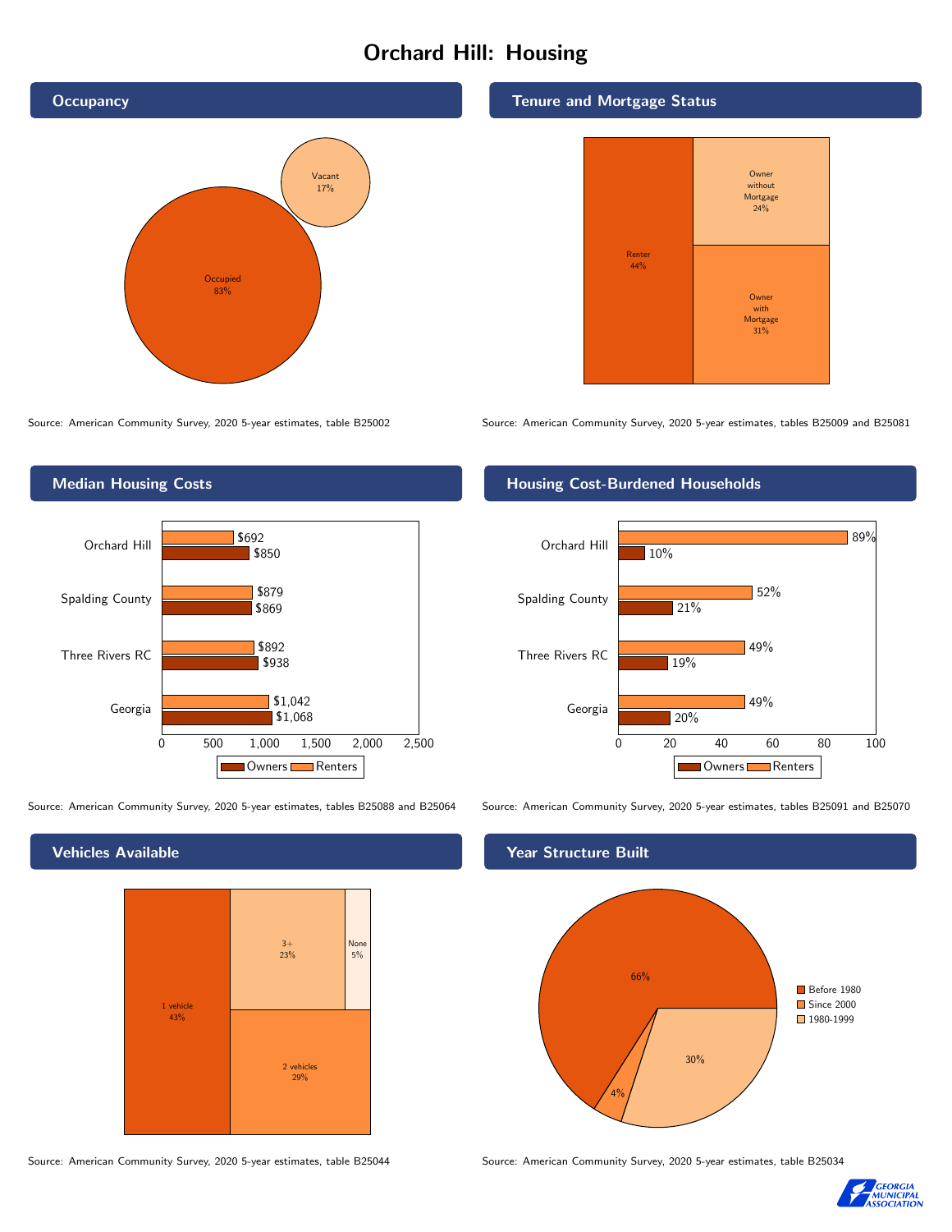# Orchard Hill: Housing

## Occupancy

Vacant
17%

Occupied
83%

Source: American Community Survey, 2020 5-year estimates, table B25002

## Tenure and Mortgage Status

Renter
44%

Owner without Mortgage
24%

Owner with Mortgage
31%

Source: American Community Survey, 2020 5-year estimates, tables B25009 and B25081

## Median Housing Costs

Orchard Hill
$692
$850

Spalding County
$879
$869

Three Rivers RC
$892
$938

Georgia
$1,042
$1,068

0 500 1,000 1,500 2,000 2,500

Owners Renters

Source: American Community Survey, 2020 5-year estimates, tables B25088 and B25064

## Housing Cost-Burdened Households

Orchard Hill
89%
10%

Spalding County
52%
21%

Three Rivers RC
49%
19%

Georgia
49%
20%

0 20 40 60 80 100

Owners Renters

Source: American Community Survey, 2020 5-year estimates, tables B25091 and B25070

## Vehicles Available

1 vehicle
43%

3+
23%

None
5%

2 vehicles
29%

Source: American Community Survey, 2020 5-year estimates, table B25044

## Year Structure Built

66%
4%
30%

Before 1980
Since 2000
1980-1999

Source: American Community Survey, 2020 5-year estimates, table B25034